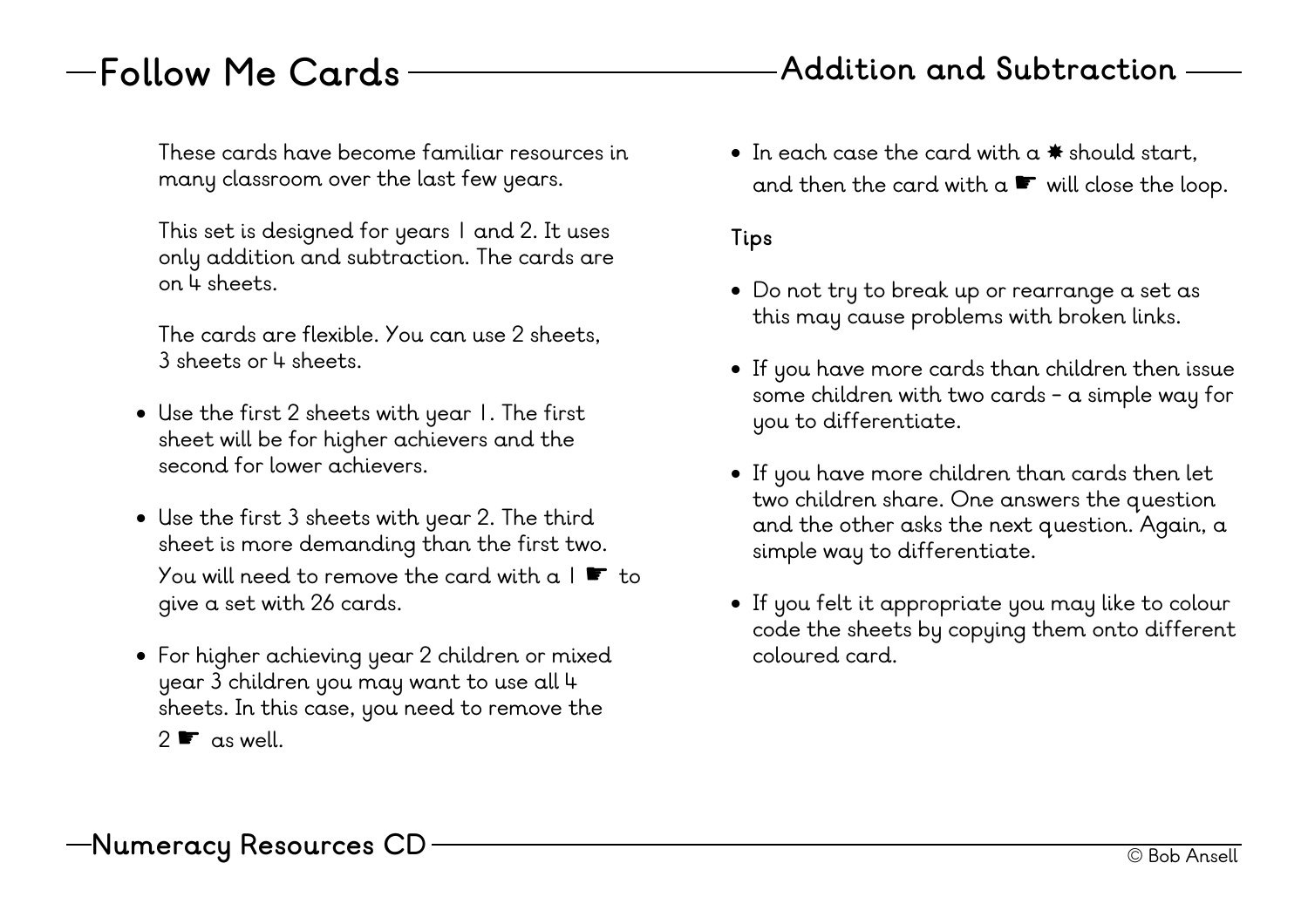# Follow Me Cards

## Addition and Subtraction

These cards have become familiar resources in many classroom over the last few years.

This set is designed for years 1 and 2. It uses only addition and subtraction. The cards are on 4 sheets.

The cards are flexible. You can use 2 sheets, 3 sheets or 4 sheets.

- Use the first 2 sheets with year 1. The first sheet will be for higher achievers and the second for lower achievers.
- Use the first 3 sheets with year 2. The third sheet is more demanding than the first two. You will need to remove the card with a 1 ☛ to give a set with 26 cards.
- For higher achieving year 2 children or mixed year 3 children you may want to use all 4 sheets. In this case, you need to remove the 2 ☛ as well.
- In each case the card with a ✸ should start, and then the card with a ☛ will close the loop.

### Tips

- Do not try to break up or rearrange a set as this may cause problems with broken links.
- If you have more cards than children then issue some children with two cards – a simple way for you to differentiate.
- If you have more children than cards then let two children share. One answers the question and the other asks the next question. Again, a simple way to differentiate.
- If you felt it appropriate you may like to colour code the sheets by copying them onto different coloured card.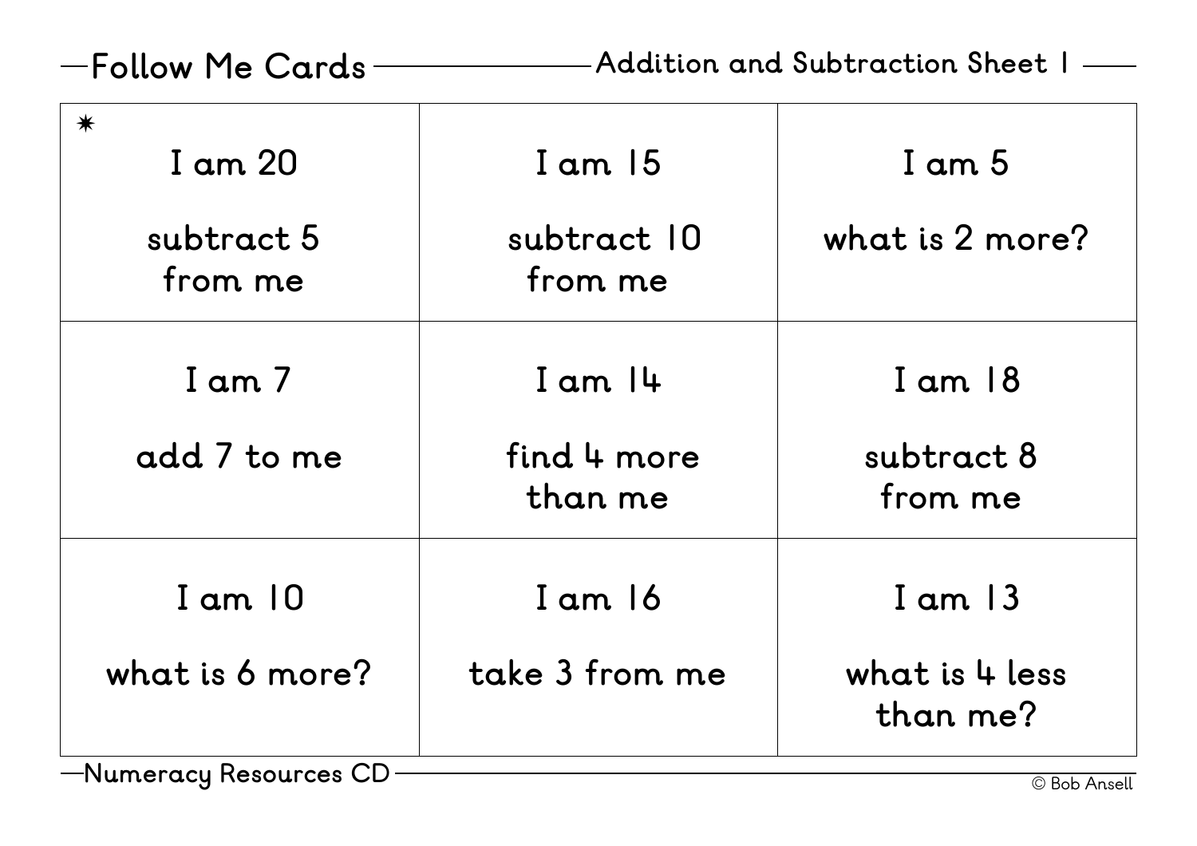Follow Me Cards — Addition and Subtraction Sheet 1

| | | |
|---|---|---|
| ✷ I am 20<br><br>subtract 5 from me | I am 15<br><br>subtract 10 from me | I am 5<br><br>what is 2 more? |
| I am 7<br><br>add 7 to me | I am 14<br><br>find 4 more than me | I am 18<br><br>subtract 8 from me |
| I am 10<br><br>what is 6 more? | I am 16<br><br>take 3 from me | I am 13<br><br>what is 4 less than me? |

Numeracy Resources CD

© Bob Ansell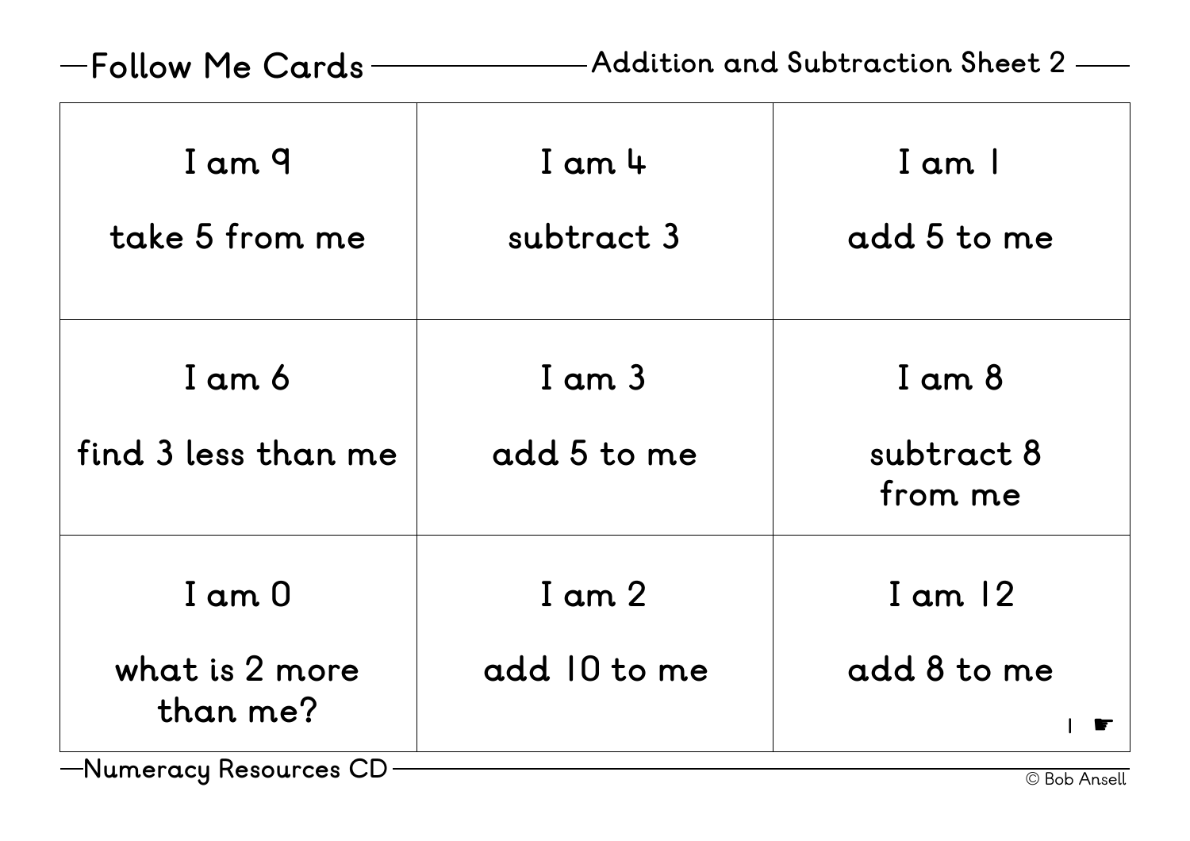## Follow Me Cards — Addition and Subtraction Sheet 2

| | | |
|---|---|---|
| I am 9<br><br>take 5 from me | I am 4<br><br>subtract 3 | I am 1<br><br>add 5 to me |
| I am 6<br><br>find 3 less than me | I am 3<br><br>add 5 to me | I am 8<br><br>subtract 8 from me |
| I am 0<br><br>what is 2 more than me? | I am 2<br><br>add 10 to me | I am 12<br><br>add 8 to me<br><br>1 ☛ |

Numeracy Resources CD

© Bob Ansell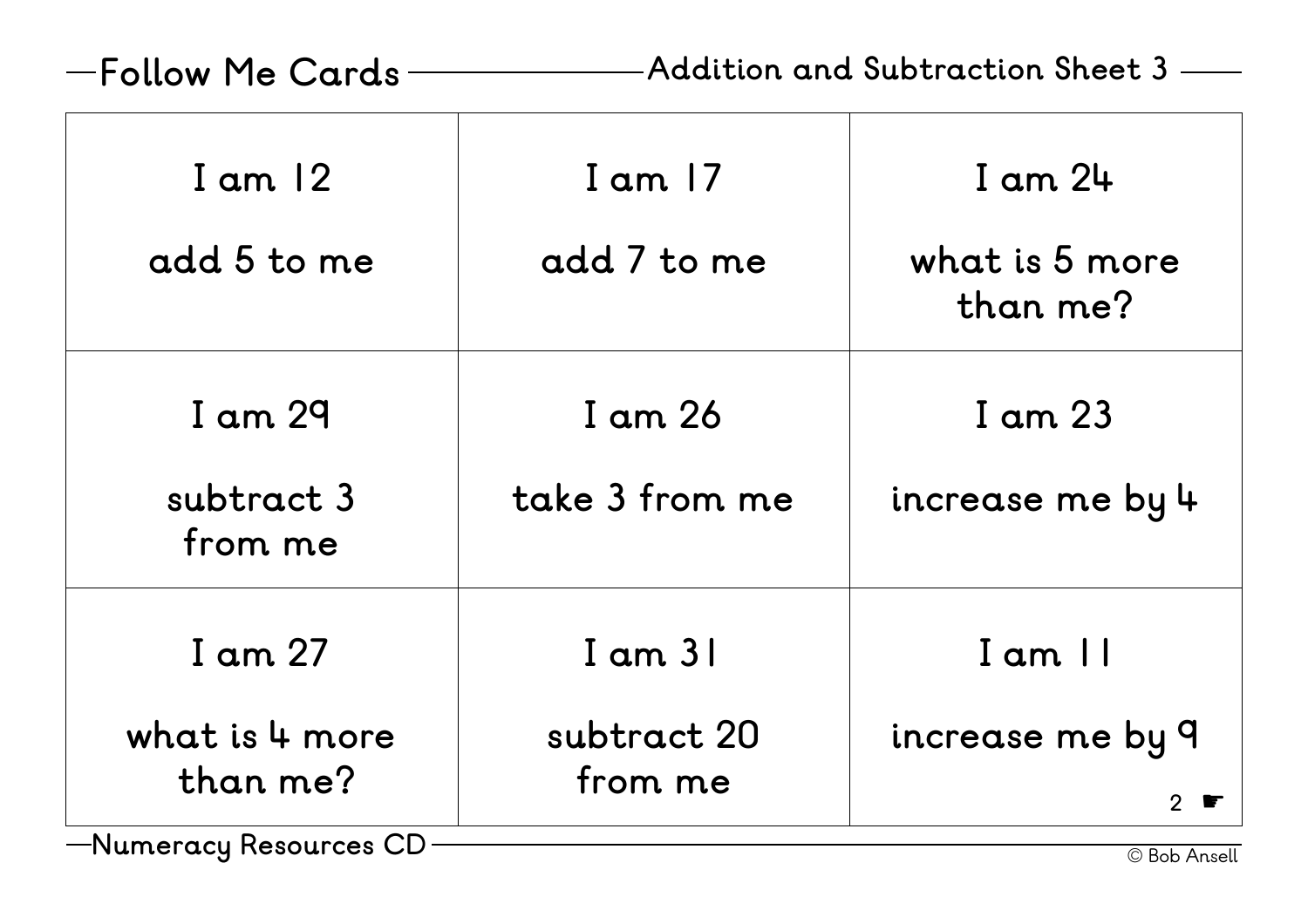## Follow Me Cards — Addition and Subtraction Sheet 3

| | | |
|---|---|---|
| I am 12<br><br>add 5 to me | I am 17<br><br>add 7 to me | I am 24<br><br>what is 5 more than me? |
| I am 29<br><br>subtract 3 from me | I am 26<br><br>take 3 from me | I am 23<br><br>increase me by 4 |
| I am 27<br><br>what is 4 more than me? | I am 31<br><br>subtract 20 from me | I am 11<br><br>increase me by 9 |

Numeracy Resources CD

© Bob Ansell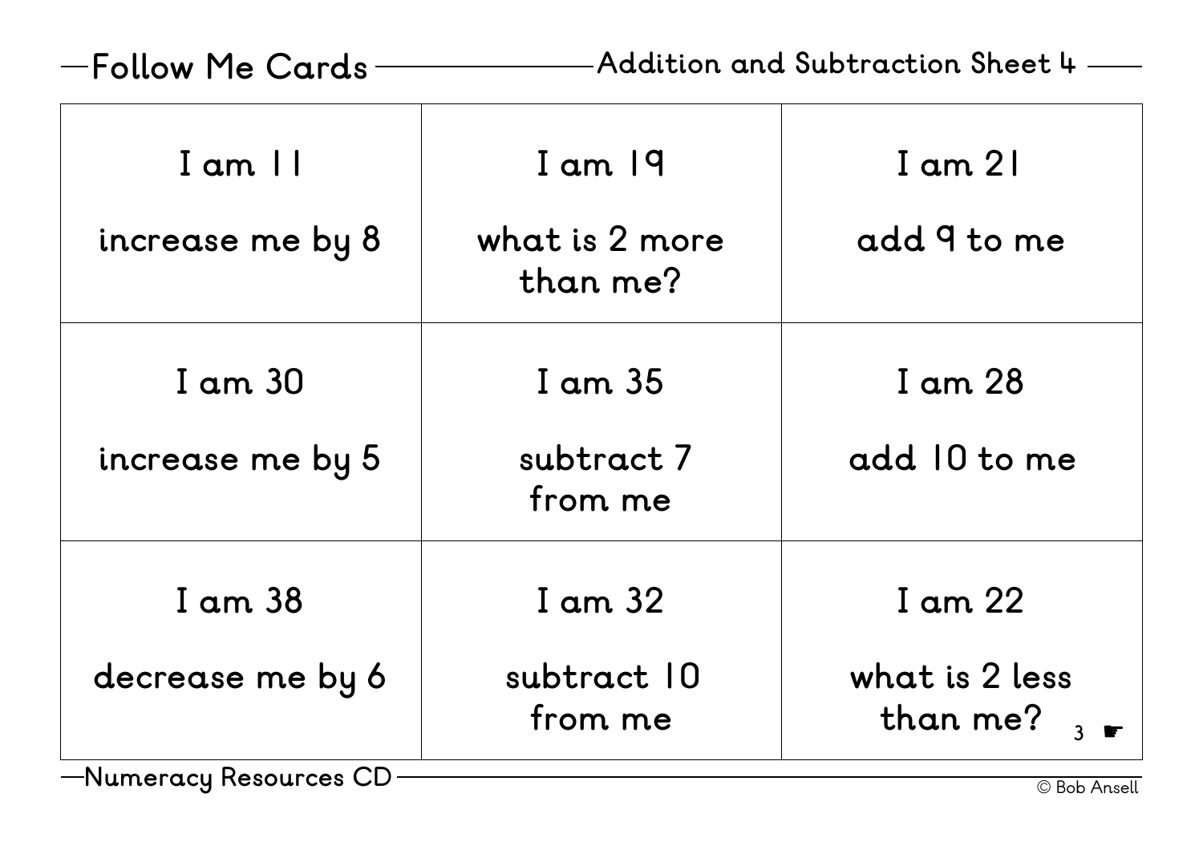## Follow Me Cards — Addition and Subtraction Sheet 4

| | | |
|---|---|---|
| I am 11<br><br>increase me by 8 | I am 19<br><br>what is 2 more than me? | I am 21<br><br>add 9 to me |
| I am 30<br><br>increase me by 5 | I am 35<br><br>subtract 7 from me | I am 28<br><br>add 10 to me |
| I am 38<br><br>decrease me by 6 | I am 32<br><br>subtract 10 from me | I am 22<br><br>what is 2 less than me? |

Numeracy Resources CD

© Bob Ansell